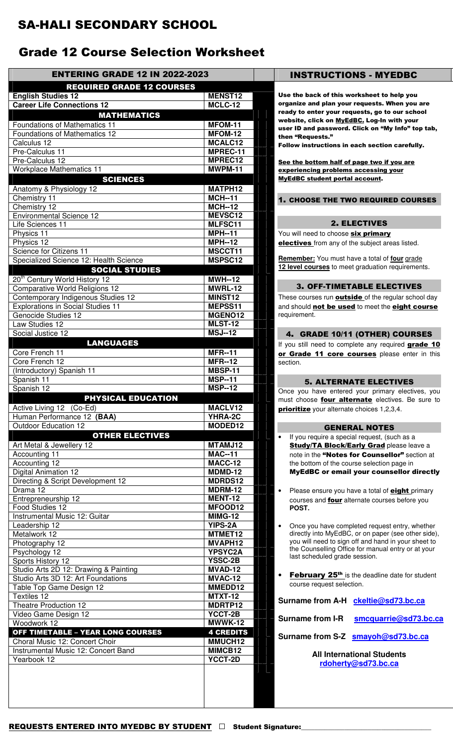# SA-HALI SECONDARY SCHOOL

## Grade 12 Course Selection Worksheet

| ENTERING GRADE 12 IN 2022-2023 | | |
|---|---|---|
| **REQUIRED GRADE 12 COURSES** | | |
| **English Studies 12** | **MENST12** | |
| **Career Life Connections 12** | **MCLC-12** | |
| **MATHEMATICS** | | |
| Foundations of Mathematics 11 | **MFOM-11** | |
| Foundations of Mathematics 12 | **MFOM-12** | |
| Calculus 12 | **MCALC12** | |
| Pre-Calculus 11 | **MPREC-11** | |
| Pre-Calculus 12 | **MPREC12** | |
| Workplace Mathematics 11 | **MWPM-11** | |
| **SCIENCES** | | |
| Anatomy & Physiology 12 | **MATPH12** | |
| Chemistry 11 | **MCH--11** | |
| Chemistry 12 | **MCH--12** | |
| Environmental Science 12 | **MEVSC12** | |
| Life Sciences 11 | **MLFSC11** | |
| Physics 11 | **MPH--11** | |
| Physics 12 | **MPH--12** | |
| Science for Citizens 11 | **MSCCT11** | |
| Specialized Science 12: Health Science | **MSPSC12** | |
| **SOCIAL STUDIES** | | |
| 20th Century World History 12 | **MWH--12** | |
| Comparative World Religions 12 | **MWRL-12** | |
| Contemporary Indigenous Studies 12 | **MINST12** | |
| Explorations in Social Studies 11 | **MEPSS11** | |
| Genocide Studies 12 | **MGENO12** | |
| Law Studies 12 | **MLST-12** | |
| Social Justice 12 | **MSJ--12** | |
| **LANGUAGES** | | |
| Core French 11 | **MFR--11** | |
| Core French 12 | **MFR--12** | |
| (Introductory) Spanish 11 | **MBSP-11** | |
| Spanish 11 | **MSP--11** | |
| Spanish 12 | **MSP--12** | |
| **PHYSICAL EDUCATION** | | |
| Active Living 12 (Co-Ed) | **MACLV12** | |
| Human Performance 12 **(BAA)** | **YHRA-2C** | |
| Outdoor Education 12 | **MODED12** | |
| **OTHER ELECTIVES** | | |
| Art Metal & Jewellery 12 | **MTAMJ12** | |
| Accounting 11 | **MAC--11** | |
| Accounting 12 | **MACC-12** | |
| Digital Animation 12 | **MDMD-12** | |
| Directing & Script Development 12 | **MDRDS12** | |
| Drama 12 | **MDRM-12** | |
| Entrepreneurship 12 | **MENT-12** | |
| Food Studies 12 | **MFOOD12** | |
| Instrumental Music 12: Guitar | **MIMG-12** | |
| Leadership 12 | **YIPS-2A** | |
| Metalwork 12 | **MTMET12** | |
| Photography 12 | **MVAPH12** | |
| Psychology 12 | **YPSYC2A** | |
| Sports History 12 | **YSSC-2B** | |
| Studio Arts 2D 12: Drawing & Painting | **MVAD-12** | |
| Studio Arts 3D 12: Art Foundations | **MVAC-12** | |
| Table Top Game Design 12 | **MMEDD12** | |
| Textiles 12 | **MTXT-12** | |
| Theatre Production 12 | **MDRTP12** | |
| Video Game Design 12 | **YCCT-2B** | |
| Woodwork 12 | **MWWK-12** | |
| **OFF TIMETABLE – YEAR LONG COURSES** | **4 CREDITS** | |
| Choral Music 12: Concert Choir | **MMUCH12** | |
| Instrumental Music 12: Concert Band | **MIMCB12** | |
| Yearbook 12 | **YCCT-2D** | |

## INSTRUCTIONS - MYEDBC

**Use the back of this worksheet to help you organize and plan your requests. When you are ready to enter your requests, go to our school website, click on MyEdBC. Log-In with your user ID and password. Click on "My Info" top tab, then "Requests."**

**Follow instructions in each section carefully.**

**See the bottom half of page two if you are experiencing problems accessing your MyEdBC student portal account.**

### 1. CHOOSE THE TWO REQUIRED COURSES

### 2. ELECTIVES

You will need to choose **six primary electives** from any of the subject areas listed.

**Remember:** You must have a total of **four** grade **12 level courses** to meet graduation requirements.

### 3. OFF-TIMETABLE ELECTIVES

These courses run **outside** of the regular school day and should **not be used** to meet the **eight course** requirement.

### 4. GRADE 10/11 (OTHER) COURSES

If you still need to complete any required **grade 10 or Grade 11 core courses** please enter in this section.

### 5. ALTERNATE ELECTIVES

Once you have entered your primary electives, you must choose **four alternate** electives. Be sure to **prioritize** your alternate choices 1,2,3,4.

### GENERAL NOTES

- If you require a special request, (such as a **Study/TA Block/Early Grad** please leave a note in the **"Notes for Counsellor"** section at the bottom of the course selection page in **MyEdBC or email your counsellor directly**
- Please ensure you have a total of **eight** primary courses and **four** alternate courses before you **POST.**
- Once you have completed request entry, whether directly into MyEdBC, or on paper (see other side), you will need to sign off and hand in your sheet to the Counselling Office for manual entry or at your last scheduled grade session.
- **February 25th** is the deadline date for student course request selection.

**Surname from A-H** **ckeltie@sd73.bc.ca**

**Surname from I-R** **smcquarrie@sd73.bc.ca**

**Surname from S-Z** **smayoh@sd73.bc.ca**

**All International Students**
**rdoherty@sd73.bc.ca**

**REQUESTS ENTERED INTO MYEDBC BY STUDENT** ☐ **Student Signature:**\_\_\_\_\_\_\_\_\_\_\_\_\_\_\_\_\_\_\_\_\_\_\_\_\_\_\_\_\_\_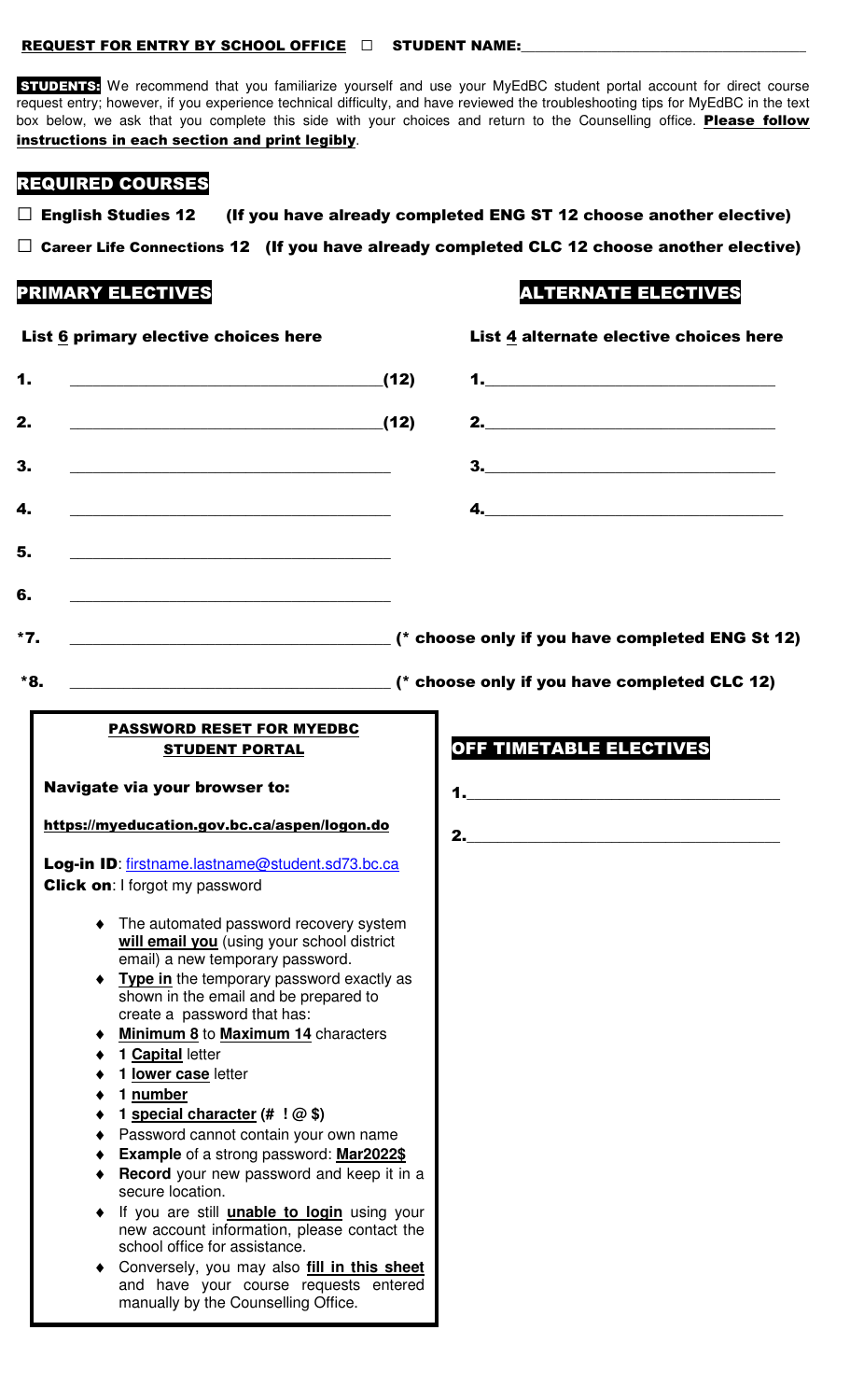**REQUEST FOR ENTRY BY SCHOOL OFFICE ☐ STUDENT NAME:\_\_\_\_\_\_\_\_\_\_\_\_\_\_\_\_\_\_\_\_\_\_\_\_\_\_\_\_\_\_\_\_\_\_\_**

**STUDENTS:** We recommend that you familiarize yourself and use your MyEdBC student portal account for direct course request entry; however, if you experience technical difficulty, and have reviewed the troubleshooting tips for MyEdBC in the text box below, we ask that you complete this side with your choices and return to the Counselling office. **Please follow instructions in each section and print legibly**.

## REQUIRED COURSES

☐ **English Studies 12** (If you have already completed ENG ST 12 choose another elective)

☐ **Career Life Connections 12** (If you have already completed CLC 12 choose another elective)

## PRIMARY ELECTIVES

**List 6 primary elective choices here**

1. \_\_\_\_\_\_\_\_\_\_\_\_\_\_\_\_\_\_\_\_\_\_\_\_\_\_\_\_\_\_\_\_\_\_\_(12)
2. \_\_\_\_\_\_\_\_\_\_\_\_\_\_\_\_\_\_\_\_\_\_\_\_\_\_\_\_\_\_\_\_\_\_\_(12)
3. \_\_\_\_\_\_\_\_\_\_\_\_\_\_\_\_\_\_\_\_\_\_\_\_\_\_\_\_\_\_\_\_\_\_\_
4. \_\_\_\_\_\_\_\_\_\_\_\_\_\_\_\_\_\_\_\_\_\_\_\_\_\_\_\_\_\_\_\_\_\_\_
5. \_\_\_\_\_\_\_\_\_\_\_\_\_\_\_\_\_\_\_\_\_\_\_\_\_\_\_\_\_\_\_\_\_\_\_
6. \_\_\_\_\_\_\_\_\_\_\_\_\_\_\_\_\_\_\_\_\_\_\_\_\_\_\_\_\_\_\_\_\_\_\_

\*7. \_\_\_\_\_\_\_\_\_\_\_\_\_\_\_\_\_\_\_\_\_\_\_\_\_\_\_\_\_\_\_\_\_\_\_ (\* choose only if you have completed ENG St 12)

\*8. \_\_\_\_\_\_\_\_\_\_\_\_\_\_\_\_\_\_\_\_\_\_\_\_\_\_\_\_\_\_\_\_\_\_\_ (\* choose only if you have completed CLC 12)

## ALTERNATE ELECTIVES

**List 4 alternate elective choices here**

1. \_\_\_\_\_\_\_\_\_\_\_\_\_\_\_\_\_\_\_\_\_\_\_\_\_\_\_\_\_\_\_\_\_\_\_
2. \_\_\_\_\_\_\_\_\_\_\_\_\_\_\_\_\_\_\_\_\_\_\_\_\_\_\_\_\_\_\_\_\_\_\_
3. \_\_\_\_\_\_\_\_\_\_\_\_\_\_\_\_\_\_\_\_\_\_\_\_\_\_\_\_\_\_\_\_\_\_\_
4. \_\_\_\_\_\_\_\_\_\_\_\_\_\_\_\_\_\_\_\_\_\_\_\_\_\_\_\_\_\_\_\_\_\_\_

## PASSWORD RESET FOR MYEDBC STUDENT PORTAL

**Navigate via your browser to:**

**https://myeducation.gov.bc.ca/aspen/logon.do**

**Log-in ID**: firstname.lastname@student.sd73.bc.ca

**Click on**: I forgot my password

- The automated password recovery system **will email you** (using your school district email) a new temporary password.
- **Type in** the temporary password exactly as shown in the email and be prepared to create a password that has:
- **Minimum 8** to **Maximum 14** characters
- **1 Capital** letter
- **1 lower case** letter
- **1 number**
- **1 special character (# ! @ $)**
- Password cannot contain your own name
- **Example** of a strong password: **Mar2022$**
- **Record** your new password and keep it in a secure location.
- If you are still **unable to login** using your new account information, please contact the school office for assistance.
- Conversely, you may also **fill in this sheet** and have your course requests entered manually by the Counselling Office.

## OFF TIMETABLE ELECTIVES

1. \_\_\_\_\_\_\_\_\_\_\_\_\_\_\_\_\_\_\_\_\_\_\_\_\_\_\_\_\_\_\_\_\_\_\_
2. \_\_\_\_\_\_\_\_\_\_\_\_\_\_\_\_\_\_\_\_\_\_\_\_\_\_\_\_\_\_\_\_\_\_\_